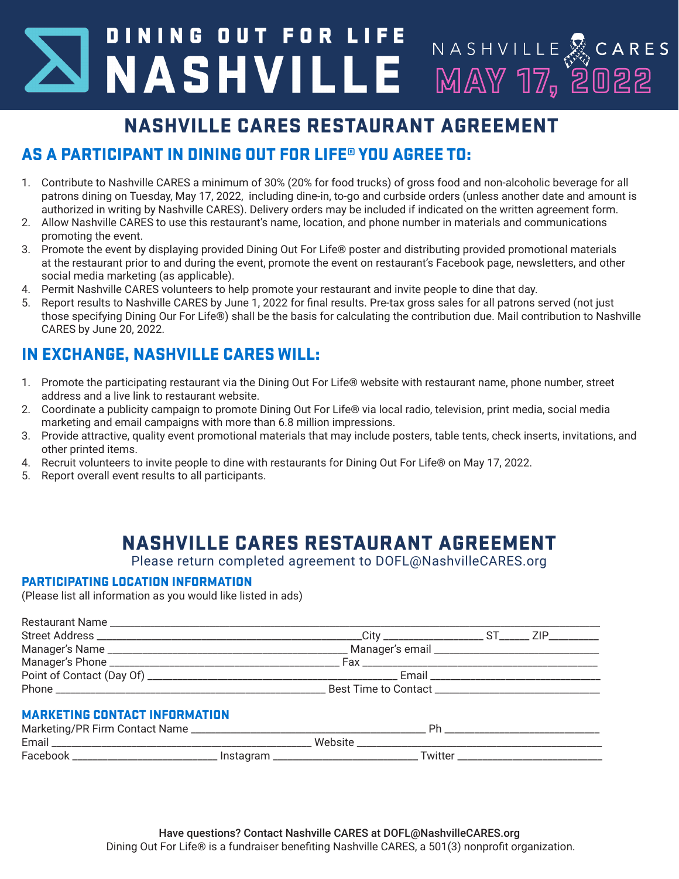# DINING OUT FOR LIFE NASHVILLE

NASHVILLE CARES

MAY 17, 2022

## NASHVILLE CARES RESTAURANT AGREEMENT

### AS A PARTICIPANT IN DINING OUT FOR LIFE® YOU AGREE TO:

1. Contribute to Nashville CARES a minimum of 30% (20% for food trucks) of gross food and non-alcoholic beverage for all patrons dining on Tuesday, May 17, 2022, including dine-in, to-go and curbside orders (unless another date and amount is authorized in writing by Nashville CARES). Delivery orders may be included if indicated on the written agreement form.
2. Allow Nashville CARES to use this restaurant's name, location, and phone number in materials and communications promoting the event.
3. Promote the event by displaying provided Dining Out For Life® poster and distributing provided promotional materials at the restaurant prior to and during the event, promote the event on restaurant's Facebook page, newsletters, and other social media marketing (as applicable).
4. Permit Nashville CARES volunteers to help promote your restaurant and invite people to dine that day.
5. Report results to Nashville CARES by June 1, 2022 for final results. Pre-tax gross sales for all patrons served (not just those specifying Dining Our For Life®) shall be the basis for calculating the contribution due. Mail contribution to Nashville CARES by June 20, 2022.

### IN EXCHANGE, NASHVILLE CARES WILL:

1. Promote the participating restaurant via the Dining Out For Life® website with restaurant name, phone number, street address and a live link to restaurant website.
2. Coordinate a publicity campaign to promote Dining Out For Life® via local radio, television, print media, social media marketing and email campaigns with more than 6.8 million impressions.
3. Provide attractive, quality event promotional materials that may include posters, table tents, check inserts, invitations, and other printed items.
4. Recruit volunteers to invite people to dine with restaurants for Dining Out For Life® on May 17, 2022.
5. Report overall event results to all participants.

## NASHVILLE CARES RESTAURANT AGREEMENT

Please return completed agreement to DOFL@NashvilleCARES.org

### PARTICIPATING LOCATION INFORMATION

(Please list all information as you would like listed in ads)

Restaurant Name ______________________________________________

Street Address ______________________ City ____________ ST_____ ZIP_________

Manager's Name ______________________ Manager's email ______________________

Manager's Phone ______________________ Fax ______________________

Point of Contact (Day Of) ______________________ Email ______________________

Phone ______________________ Best Time to Contact ______________________

### MARKETING CONTACT INFORMATION

Marketing/PR Firm Contact Name ______________________ Ph ______________________

Email ______________________ Website ______________________

Facebook ______________ Instagram ______________ Twitter ______________

**Have questions? Contact Nashville CARES at DOFL@NashvilleCARES.org**

Dining Out For Life® is a fundraiser benefiting Nashville CARES, a 501(3) nonprofit organization.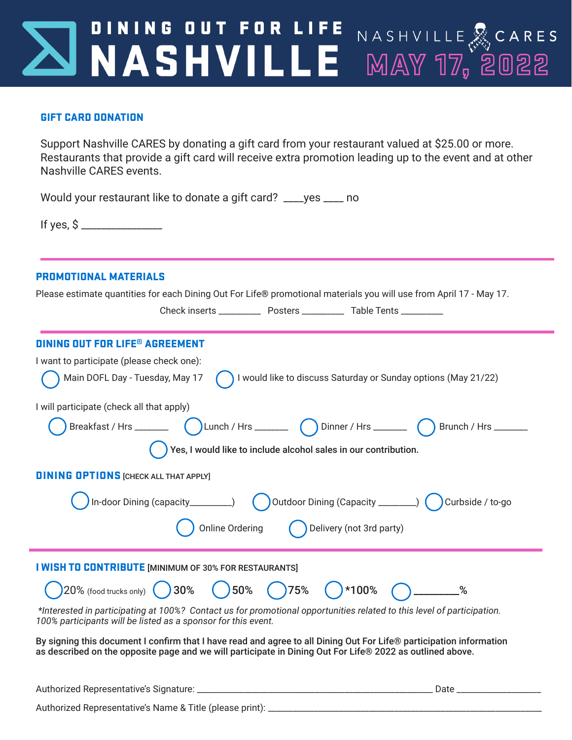# DINING OUT FOR LIFE NASHVILLE

NASHVILLE CARES

MAY 17, 2022

## GIFT CARD DONATION

Support Nashville CARES by donating a gift card from your restaurant valued at $25.00 or more. Restaurants that provide a gift card will receive extra promotion leading up to the event and at other Nashville CARES events.

Would your restaurant like to donate a gift card? ____yes ____ no

If yes, $ _______________

## PROMOTIONAL MATERIALS

Please estimate quantities for each Dining Out For Life® promotional materials you will use from April 17 - May 17.

Check inserts _________ Posters _________ Table Tents _________

## DINING OUT FOR LIFE® AGREEMENT

I want to participate (please check one):

◯ Main DOFL Day - Tuesday, May 17 ◯ I would like to discuss Saturday or Sunday options (May 21/22)

I will participate (check all that apply)

◯ Breakfast / Hrs _______ ◯ Lunch / Hrs _______ ◯ Dinner / Hrs _______ ◯ Brunch / Hrs _______

◯ **Yes, I would like to include alcohol sales in our contribution.**

## DINING OPTIONS [CHECK ALL THAT APPLY]

◯ In-door Dining (capacity_________) ◯ Outdoor Dining (Capacity ________) ◯ Curbside / to-go

◯ Online Ordering ◯ Delivery (not 3rd party)

## I WISH TO CONTRIBUTE [MINIMUM OF 30% FOR RESTAURANTS]

◯ 20% (food trucks only) ◯ 30% ◯ 50% ◯ 75% ◯ *100% ◯ _________%

*\*Interested in participating at 100%? Contact us for promotional opportunities related to this level of participation. 100% participants will be listed as a sponsor for this event.*

**By signing this document I confirm that I have read and agree to all Dining Out For Life® participation information as described on the opposite page and we will participate in Dining Out For Life® 2022 as outlined above.**

Authorized Representative's Signature: ____________________________________________ Date _________________

Authorized Representative's Name & Title (please print): ________________________________________________________